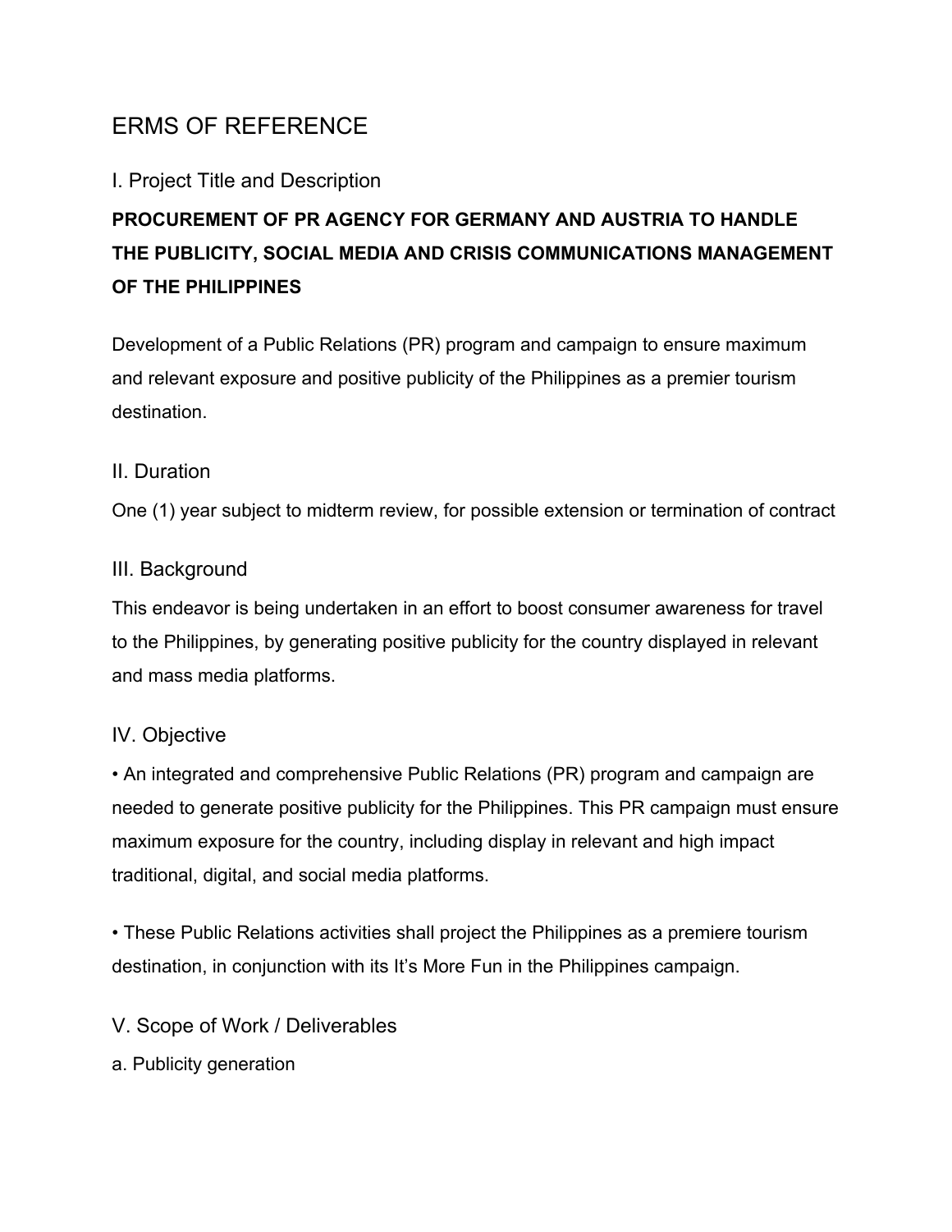# ERMS OF REFERENCE

## I. Project Title and Description

**PROCUREMENT OF PR AGENCY FOR GERMANY AND AUSTRIA TO HANDLE THE PUBLICITY, SOCIAL MEDIA AND CRISIS COMMUNICATIONS MANAGEMENT OF THE PHILIPPINES**

Development of a Public Relations (PR) program and campaign to ensure maximum and relevant exposure and positive publicity of the Philippines as a premier tourism destination.

## II. Duration

One (1) year subject to midterm review, for possible extension or termination of contract

## III. Background

This endeavor is being undertaken in an effort to boost consumer awareness for travel to the Philippines, by generating positive publicity for the country displayed in relevant and mass media platforms.

## IV. Objective

- An integrated and comprehensive Public Relations (PR) program and campaign are needed to generate positive publicity for the Philippines. This PR campaign must ensure maximum exposure for the country, including display in relevant and high impact traditional, digital, and social media platforms.

- These Public Relations activities shall project the Philippines as a premiere tourism destination, in conjunction with its It's More Fun in the Philippines campaign.

## V. Scope of Work / Deliverables

a. Publicity generation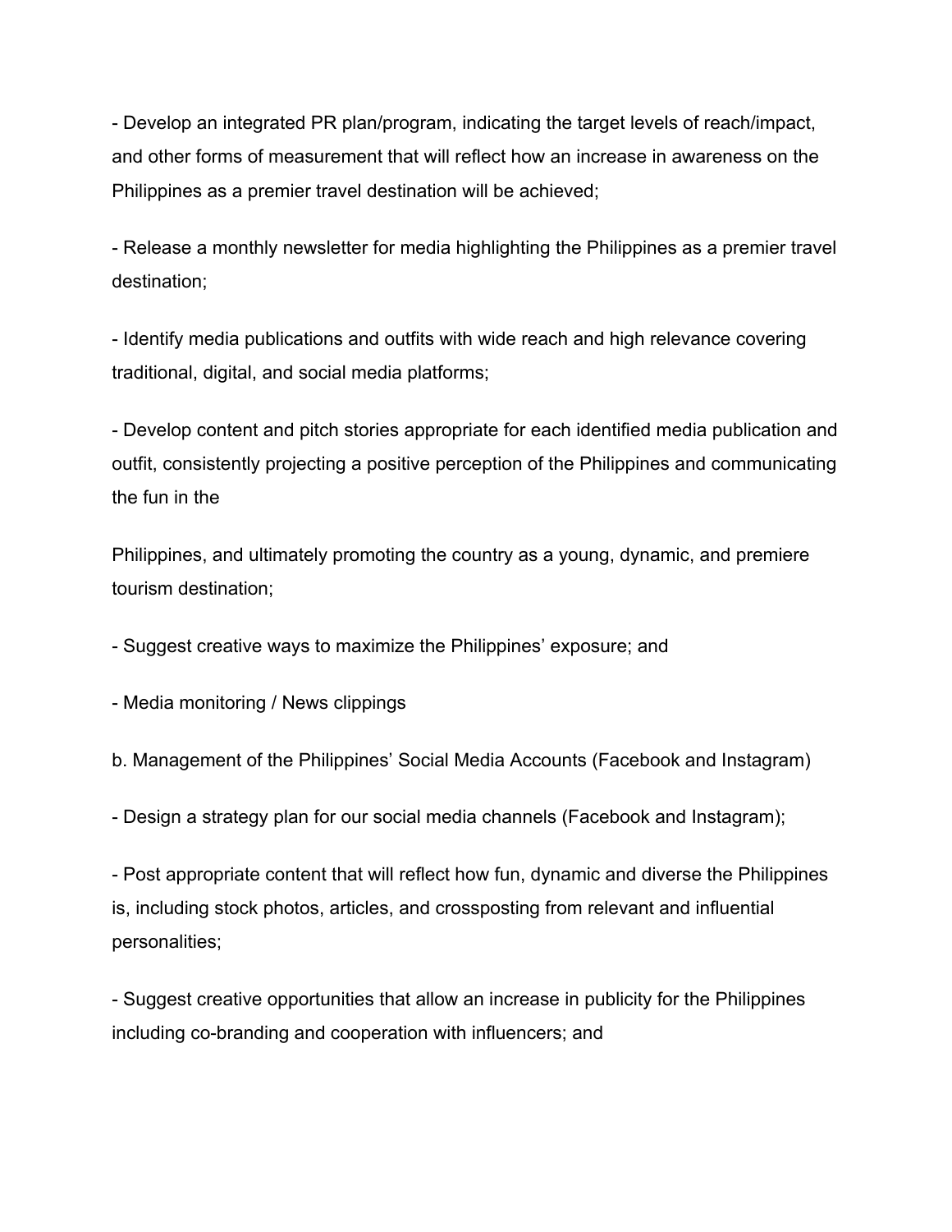- Develop an integrated PR plan/program, indicating the target levels of reach/impact, and other forms of measurement that will reflect how an increase in awareness on the Philippines as a premier travel destination will be achieved;

- Release a monthly newsletter for media highlighting the Philippines as a premier travel destination;

- Identify media publications and outfits with wide reach and high relevance covering traditional, digital, and social media platforms;

- Develop content and pitch stories appropriate for each identified media publication and outfit, consistently projecting a positive perception of the Philippines and communicating the fun in the

Philippines, and ultimately promoting the country as a young, dynamic, and premiere tourism destination;

- Suggest creative ways to maximize the Philippines' exposure; and

- Media monitoring / News clippings

b. Management of the Philippines' Social Media Accounts (Facebook and Instagram)

- Design a strategy plan for our social media channels (Facebook and Instagram);

- Post appropriate content that will reflect how fun, dynamic and diverse the Philippines is, including stock photos, articles, and crossposting from relevant and influential personalities;

- Suggest creative opportunities that allow an increase in publicity for the Philippines including co-branding and cooperation with influencers; and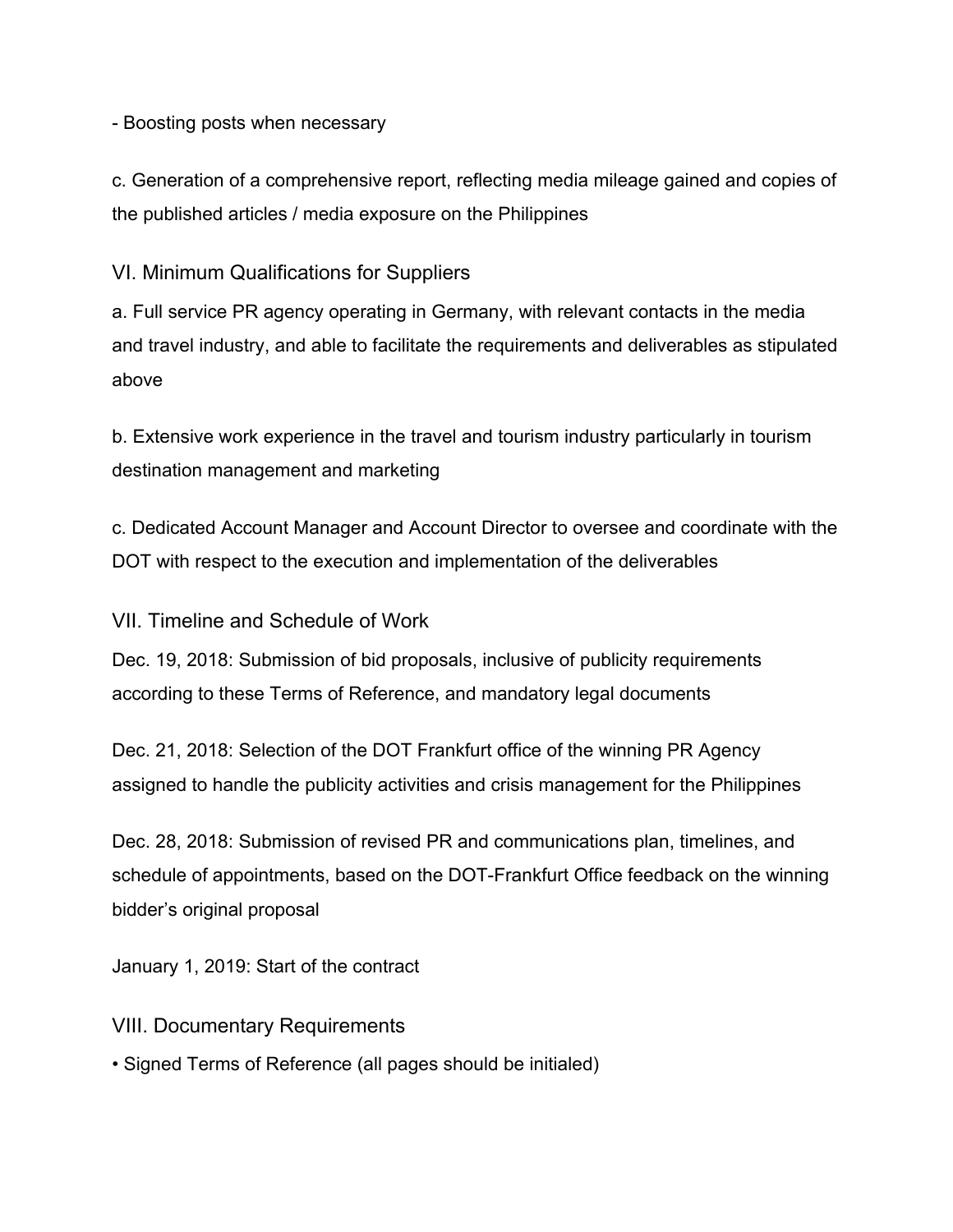- Boosting posts when necessary

c. Generation of a comprehensive report, reflecting media mileage gained and copies of the published articles / media exposure on the Philippines

## VI. Minimum Qualifications for Suppliers

a. Full service PR agency operating in Germany, with relevant contacts in the media and travel industry, and able to facilitate the requirements and deliverables as stipulated above

b. Extensive work experience in the travel and tourism industry particularly in tourism destination management and marketing

c. Dedicated Account Manager and Account Director to oversee and coordinate with the DOT with respect to the execution and implementation of the deliverables

## VII. Timeline and Schedule of Work

Dec. 19, 2018: Submission of bid proposals, inclusive of publicity requirements according to these Terms of Reference, and mandatory legal documents

Dec. 21, 2018: Selection of the DOT Frankfurt office of the winning PR Agency assigned to handle the publicity activities and crisis management for the Philippines

Dec. 28, 2018: Submission of revised PR and communications plan, timelines, and schedule of appointments, based on the DOT-Frankfurt Office feedback on the winning bidder's original proposal

January 1, 2019: Start of the contract

## VIII. Documentary Requirements

- Signed Terms of Reference (all pages should be initialed)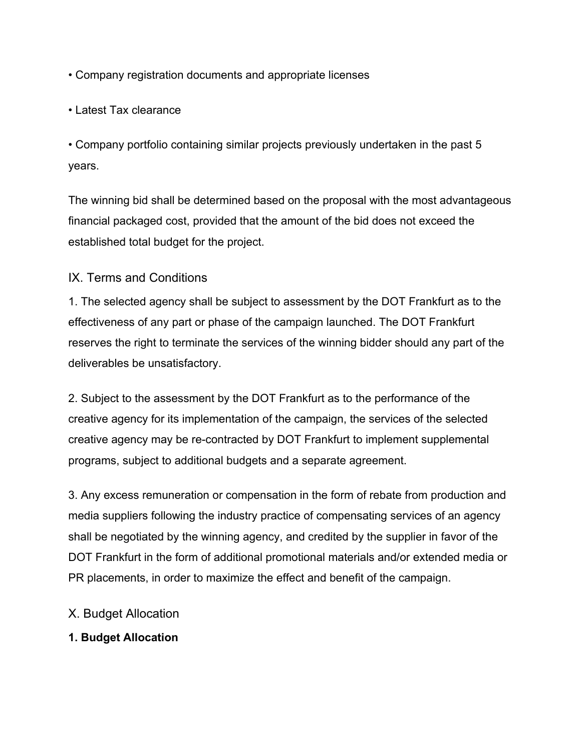- Company registration documents and appropriate licenses
- Latest Tax clearance
- Company portfolio containing similar projects previously undertaken in the past 5 years.

The winning bid shall be determined based on the proposal with the most advantageous financial packaged cost, provided that the amount of the bid does not exceed the established total budget for the project.

## IX. Terms and Conditions

1. The selected agency shall be subject to assessment by the DOT Frankfurt as to the effectiveness of any part or phase of the campaign launched. The DOT Frankfurt reserves the right to terminate the services of the winning bidder should any part of the deliverables be unsatisfactory.

2. Subject to the assessment by the DOT Frankfurt as to the performance of the creative agency for its implementation of the campaign, the services of the selected creative agency may be re-contracted by DOT Frankfurt to implement supplemental programs, subject to additional budgets and a separate agreement.

3. Any excess remuneration or compensation in the form of rebate from production and media suppliers following the industry practice of compensating services of an agency shall be negotiated by the winning agency, and credited by the supplier in favor of the DOT Frankfurt in the form of additional promotional materials and/or extended media or PR placements, in order to maximize the effect and benefit of the campaign.

## X. Budget Allocation

**1. Budget Allocation**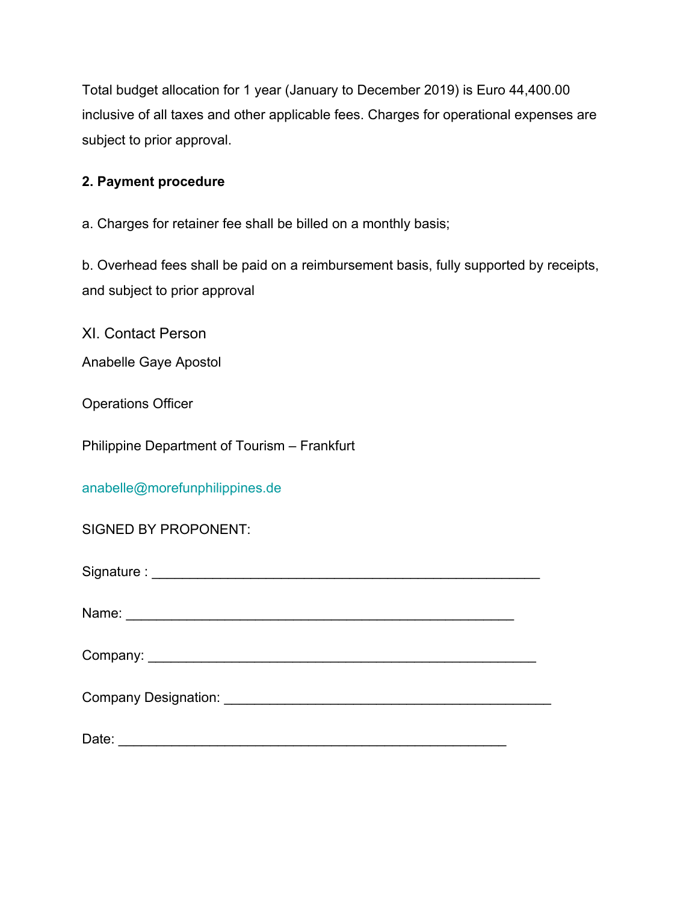Total budget allocation for 1 year (January to December 2019) is Euro 44,400.00 inclusive of all taxes and other applicable fees. Charges for operational expenses are subject to prior approval.

**2. Payment procedure**

a. Charges for retainer fee shall be billed on a monthly basis;

b. Overhead fees shall be paid on a reimbursement basis, fully supported by receipts, and subject to prior approval

## XI. Contact Person

Anabelle Gaye Apostol

Operations Officer

Philippine Department of Tourism – Frankfurt

anabelle@morefunphilippines.de

SIGNED BY PROPONENT:

Signature : ____________________________________________________

Name: ____________________________________________________

Company: ____________________________________________________

Company Designation: ____________________________________________

Date: ____________________________________________________